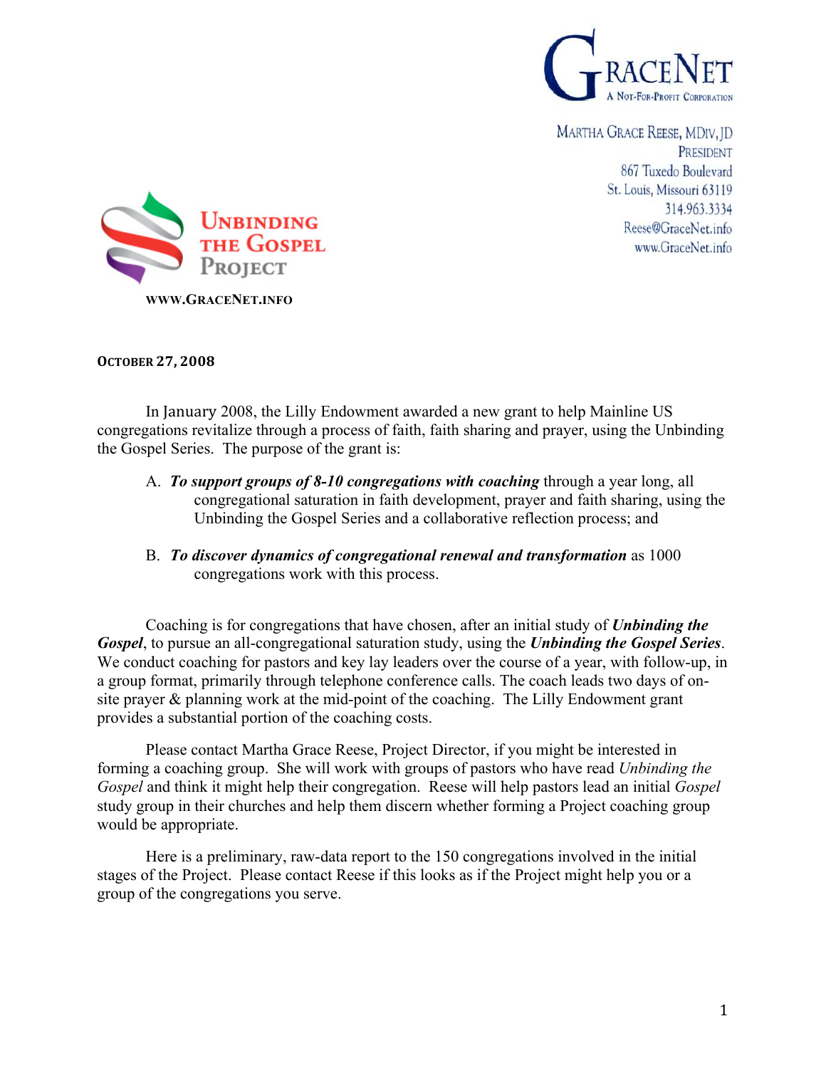GraceNet
A Not-For-Profit Corporation

Martha Grace Reese, MDiv, JD
President
867 Tuxedo Boulevard
St. Louis, Missouri 63119
314.963.3334
Reese@GraceNet.info
www.GraceNet.info

Unbinding the Gospel Project

www.GraceNet.info

**October 27, 2008**

In January 2008, the Lilly Endowment awarded a new grant to help Mainline US congregations revitalize through a process of faith, faith sharing and prayer, using the Unbinding the Gospel Series. The purpose of the grant is:

A. ***To support groups of 8-10 congregations with coaching*** through a year long, all congregational saturation in faith development, prayer and faith sharing, using the Unbinding the Gospel Series and a collaborative reflection process; and

B. ***To discover dynamics of congregational renewal and transformation*** as 1000 congregations work with this process.

Coaching is for congregations that have chosen, after an initial study of ***Unbinding the Gospel***, to pursue an all-congregational saturation study, using the ***Unbinding the Gospel Series***. We conduct coaching for pastors and key lay leaders over the course of a year, with follow-up, in a group format, primarily through telephone conference calls. The coach leads two days of on-site prayer & planning work at the mid-point of the coaching. The Lilly Endowment grant provides a substantial portion of the coaching costs.

Please contact Martha Grace Reese, Project Director, if you might be interested in forming a coaching group. She will work with groups of pastors who have read *Unbinding the Gospel* and think it might help their congregation. Reese will help pastors lead an initial *Gospel* study group in their churches and help them discern whether forming a Project coaching group would be appropriate.

Here is a preliminary, raw-data report to the 150 congregations involved in the initial stages of the Project. Please contact Reese if this looks as if the Project might help you or a group of the congregations you serve.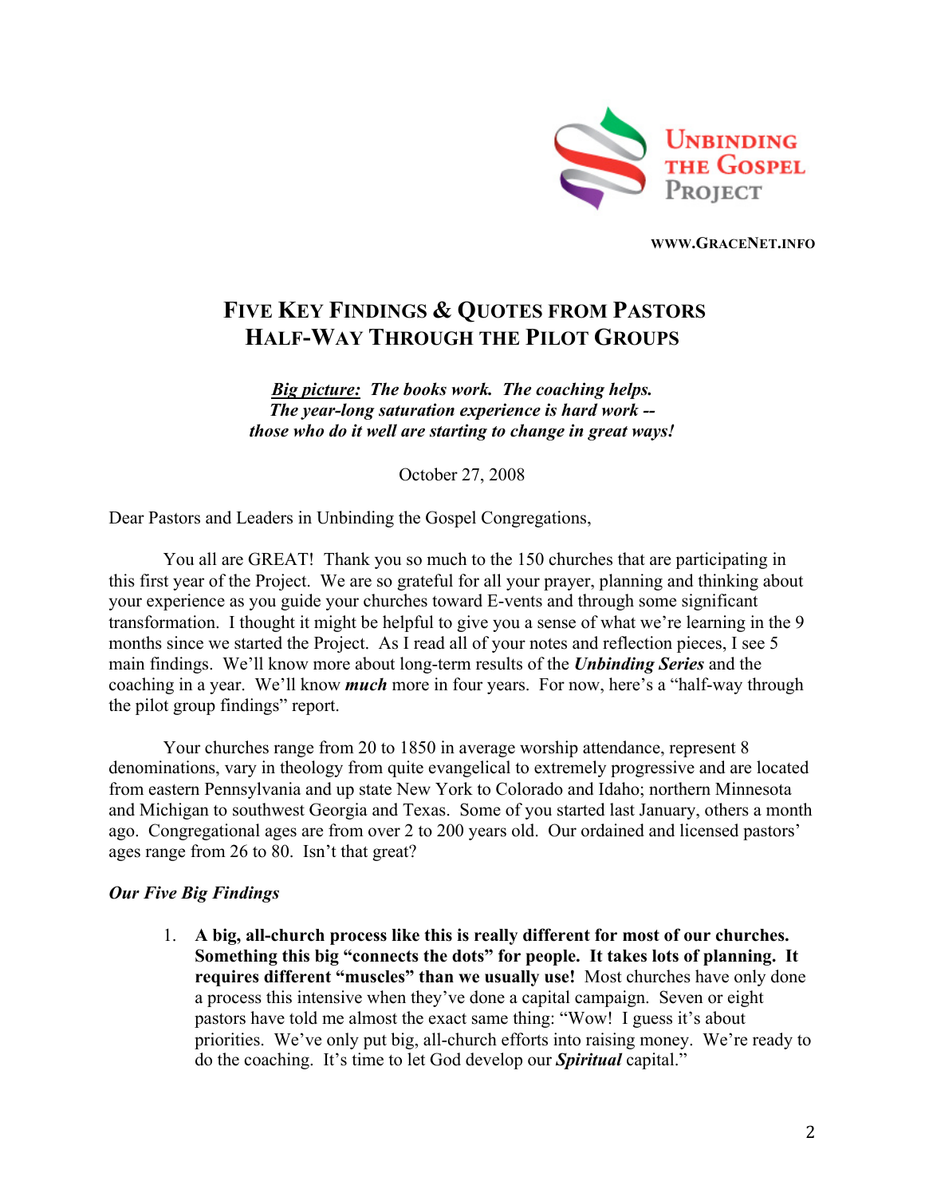**Unbinding the Gospel Project**

**www.GraceNet.info**

# Five Key Findings & Quotes from Pastors Half-Way Through the Pilot Groups

***Big picture:* The books work. The coaching helps.**
***The year-long saturation experience is hard work --***
***those who do it well are starting to change in great ways!***

October 27, 2008

Dear Pastors and Leaders in Unbinding the Gospel Congregations,

You all are GREAT! Thank you so much to the 150 churches that are participating in this first year of the Project. We are so grateful for all your prayer, planning and thinking about your experience as you guide your churches toward E-vents and through some significant transformation. I thought it might be helpful to give you a sense of what we're learning in the 9 months since we started the Project. As I read all of your notes and reflection pieces, I see 5 main findings. We'll know more about long-term results of the ***Unbinding Series*** and the coaching in a year. We'll know ***much*** more in four years. For now, here's a "half-way through the pilot group findings" report.

Your churches range from 20 to 1850 in average worship attendance, represent 8 denominations, vary in theology from quite evangelical to extremely progressive and are located from eastern Pennsylvania and up state New York to Colorado and Idaho; northern Minnesota and Michigan to southwest Georgia and Texas. Some of you started last January, others a month ago. Congregational ages are from over 2 to 200 years old. Our ordained and licensed pastors' ages range from 26 to 80. Isn't that great?

***Our Five Big Findings***

1. **A big, all-church process like this is really different for most of our churches. Something this big "connects the dots" for people. It takes lots of planning. It requires different "muscles" than we usually use!** Most churches have only done a process this intensive when they've done a capital campaign. Seven or eight pastors have told me almost the exact same thing: "Wow! I guess it's about priorities. We've only put big, all-church efforts into raising money. We're ready to do the coaching. It's time to let God develop our ***Spiritual*** capital."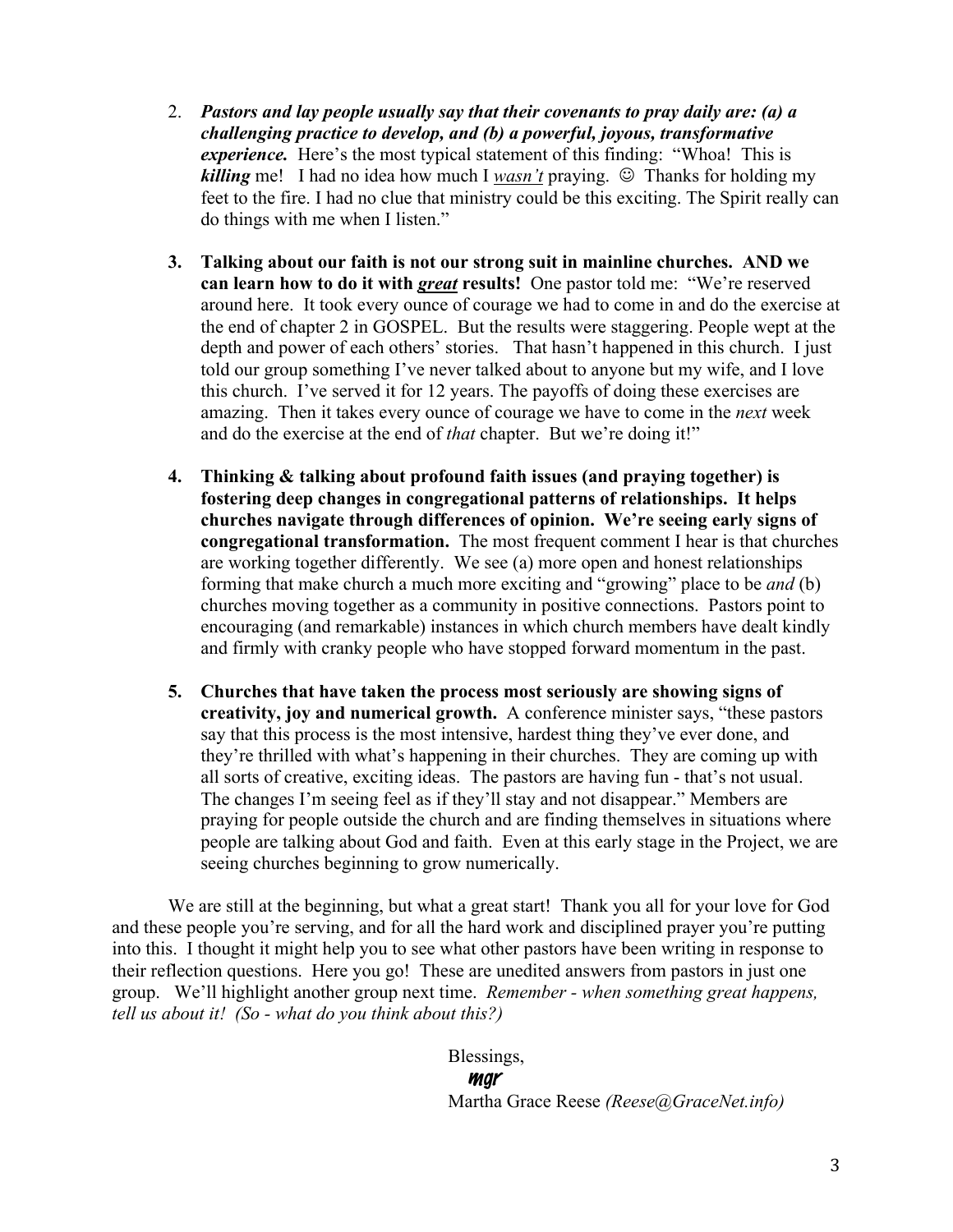2. ***Pastors and lay people usually say that their covenants to pray daily are: (a) a challenging practice to develop, and (b) a powerful, joyous, transformative experience.*** Here's the most typical statement of this finding: "Whoa! This is ***killing*** me! I had no idea how much I *<u>wasn't</u>* praying. ☺ Thanks for holding my feet to the fire. I had no clue that ministry could be this exciting. The Spirit really can do things with me when I listen."

3. **Talking about our faith is not our strong suit in mainline churches. AND we can learn how to do it with *<u>great</u>* results!** One pastor told me: "We're reserved around here. It took every ounce of courage we had to come in and do the exercise at the end of chapter 2 in GOSPEL. But the results were staggering. People wept at the depth and power of each others' stories. That hasn't happened in this church. I just told our group something I've never talked about to anyone but my wife, and I love this church. I've served it for 12 years. The payoffs of doing these exercises are amazing. Then it takes every ounce of courage we have to come in the *next* week and do the exercise at the end of *that* chapter. But we're doing it!"

4. **Thinking & talking about profound faith issues (and praying together) is fostering deep changes in congregational patterns of relationships. It helps churches navigate through differences of opinion. We're seeing early signs of congregational transformation.** The most frequent comment I hear is that churches are working together differently. We see (a) more open and honest relationships forming that make church a much more exciting and "growing" place to be *and* (b) churches moving together as a community in positive connections. Pastors point to encouraging (and remarkable) instances in which church members have dealt kindly and firmly with cranky people who have stopped forward momentum in the past.

5. **Churches that have taken the process most seriously are showing signs of creativity, joy and numerical growth.** A conference minister says, "these pastors say that this process is the most intensive, hardest thing they've ever done, and they're thrilled with what's happening in their churches. They are coming up with all sorts of creative, exciting ideas. The pastors are having fun - that's not usual. The changes I'm seeing feel as if they'll stay and not disappear." Members are praying for people outside the church and are finding themselves in situations where people are talking about God and faith. Even at this early stage in the Project, we are seeing churches beginning to grow numerically.

We are still at the beginning, but what a great start! Thank you all for your love for God and these people you're serving, and for all the hard work and disciplined prayer you're putting into this. I thought it might help you to see what other pastors have been writing in response to their reflection questions. Here you go! These are unedited answers from pastors in just one group. We'll highlight another group next time. *Remember - when something great happens, tell us about it! (So - what do you think about this?)*

Blessings,
mgr
Martha Grace Reese *(Reese@GraceNet.info)*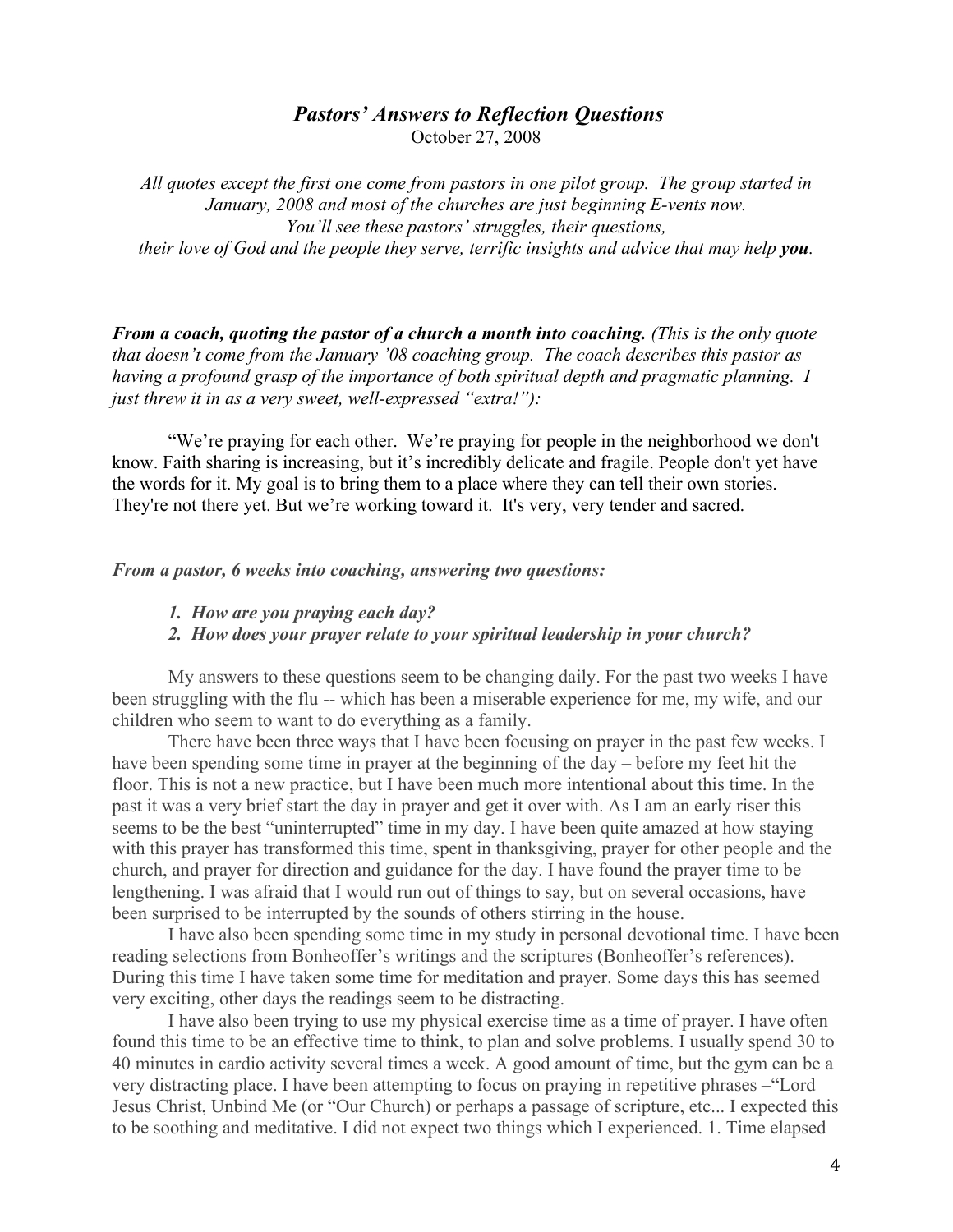## *Pastors' Answers to Reflection Questions*

October 27, 2008

*All quotes except the first one come from pastors in one pilot group. The group started in January, 2008 and most of the churches are just beginning E-vents now. You'll see these pastors' struggles, their questions, their love of God and the people they serve, terrific insights and advice that may help* ***you****.*

***From a coach, quoting the pastor of a church a month into coaching.*** *(This is the only quote that doesn't come from the January '08 coaching group. The coach describes this pastor as having a profound grasp of the importance of both spiritual depth and pragmatic planning. I just threw it in as a very sweet, well-expressed "extra!"):*

"We're praying for each other. We're praying for people in the neighborhood we don't know. Faith sharing is increasing, but it's incredibly delicate and fragile. People don't yet have the words for it. My goal is to bring them to a place where they can tell their own stories. They're not there yet. But we're working toward it. It's very, very tender and sacred.

***From a pastor, 6 weeks into coaching, answering two questions:***

1. ***How are you praying each day?***
2. ***How does your prayer relate to your spiritual leadership in your church?***

My answers to these questions seem to be changing daily. For the past two weeks I have been struggling with the flu -- which has been a miserable experience for me, my wife, and our children who seem to want to do everything as a family.

There have been three ways that I have been focusing on prayer in the past few weeks. I have been spending some time in prayer at the beginning of the day – before my feet hit the floor. This is not a new practice, but I have been much more intentional about this time. In the past it was a very brief start the day in prayer and get it over with. As I am an early riser this seems to be the best "uninterrupted" time in my day. I have been quite amazed at how staying with this prayer has transformed this time, spent in thanksgiving, prayer for other people and the church, and prayer for direction and guidance for the day. I have found the prayer time to be lengthening. I was afraid that I would run out of things to say, but on several occasions, have been surprised to be interrupted by the sounds of others stirring in the house.

I have also been spending some time in my study in personal devotional time. I have been reading selections from Bonheoffer's writings and the scriptures (Bonheoffer's references). During this time I have taken some time for meditation and prayer. Some days this has seemed very exciting, other days the readings seem to be distracting.

I have also been trying to use my physical exercise time as a time of prayer. I have often found this time to be an effective time to think, to plan and solve problems. I usually spend 30 to 40 minutes in cardio activity several times a week. A good amount of time, but the gym can be a very distracting place. I have been attempting to focus on praying in repetitive phrases –"Lord Jesus Christ, Unbind Me (or "Our Church) or perhaps a passage of scripture, etc... I expected this to be soothing and meditative. I did not expect two things which I experienced. 1. Time elapsed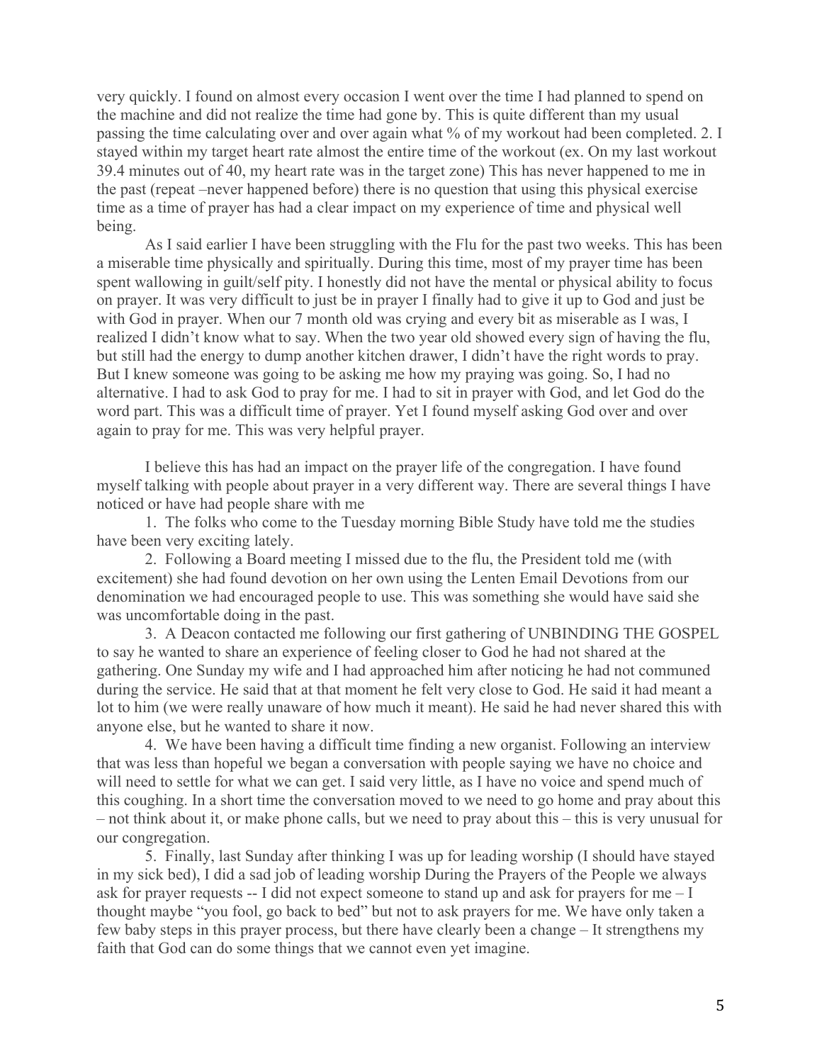very quickly. I found on almost every occasion I went over the time I had planned to spend on the machine and did not realize the time had gone by. This is quite different than my usual passing the time calculating over and over again what % of my workout had been completed. 2. I stayed within my target heart rate almost the entire time of the workout (ex. On my last workout 39.4 minutes out of 40, my heart rate was in the target zone) This has never happened to me in the past (repeat –never happened before) there is no question that using this physical exercise time as a time of prayer has had a clear impact on my experience of time and physical well being.

As I said earlier I have been struggling with the Flu for the past two weeks. This has been a miserable time physically and spiritually. During this time, most of my prayer time has been spent wallowing in guilt/self pity. I honestly did not have the mental or physical ability to focus on prayer. It was very difficult to just be in prayer I finally had to give it up to God and just be with God in prayer. When our 7 month old was crying and every bit as miserable as I was, I realized I didn't know what to say. When the two year old showed every sign of having the flu, but still had the energy to dump another kitchen drawer, I didn't have the right words to pray. But I knew someone was going to be asking me how my praying was going. So, I had no alternative. I had to ask God to pray for me. I had to sit in prayer with God, and let God do the word part. This was a difficult time of prayer. Yet I found myself asking God over and over again to pray for me. This was very helpful prayer.

I believe this has had an impact on the prayer life of the congregation. I have found myself talking with people about prayer in a very different way. There are several things I have noticed or have had people share with me

1. The folks who come to the Tuesday morning Bible Study have told me the studies have been very exciting lately.
2. Following a Board meeting I missed due to the flu, the President told me (with excitement) she had found devotion on her own using the Lenten Email Devotions from our denomination we had encouraged people to use. This was something she would have said she was uncomfortable doing in the past.
3. A Deacon contacted me following our first gathering of UNBINDING THE GOSPEL to say he wanted to share an experience of feeling closer to God he had not shared at the gathering. One Sunday my wife and I had approached him after noticing he had not communed during the service. He said that at that moment he felt very close to God. He said it had meant a lot to him (we were really unaware of how much it meant). He said he had never shared this with anyone else, but he wanted to share it now.
4. We have been having a difficult time finding a new organist. Following an interview that was less than hopeful we began a conversation with people saying we have no choice and will need to settle for what we can get. I said very little, as I have no voice and spend much of this coughing. In a short time the conversation moved to we need to go home and pray about this – not think about it, or make phone calls, but we need to pray about this – this is very unusual for our congregation.
5. Finally, last Sunday after thinking I was up for leading worship (I should have stayed in my sick bed), I did a sad job of leading worship During the Prayers of the People we always ask for prayer requests -- I did not expect someone to stand up and ask for prayers for me – I thought maybe "you fool, go back to bed" but not to ask prayers for me. We have only taken a few baby steps in this prayer process, but there have clearly been a change – It strengthens my faith that God can do some things that we cannot even yet imagine.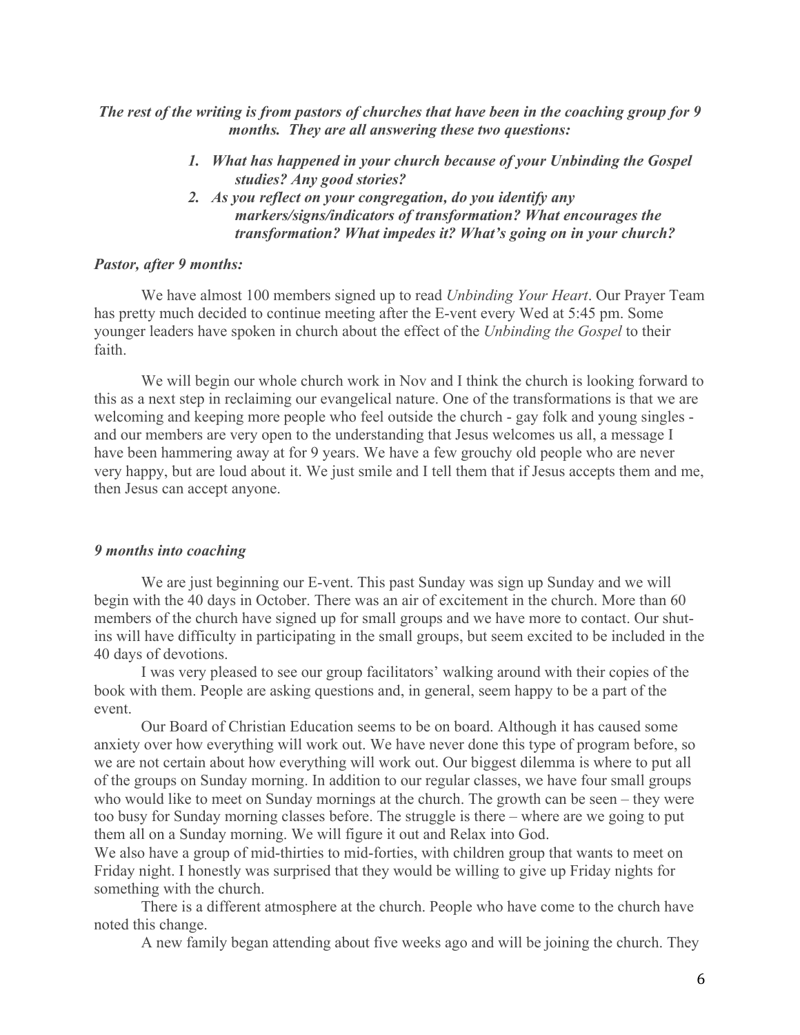***The rest of the writing is from pastors of churches that have been in the coaching group for 9 months. They are all answering these two questions:***

1. ***What has happened in your church because of your Unbinding the Gospel studies? Any good stories?***
2. ***As you reflect on your congregation, do you identify any markers/signs/indicators of transformation? What encourages the transformation? What impedes it? What's going on in your church?***

***Pastor, after 9 months:***

We have almost 100 members signed up to read *Unbinding Your Heart*. Our Prayer Team has pretty much decided to continue meeting after the E-vent every Wed at 5:45 pm. Some younger leaders have spoken in church about the effect of the *Unbinding the Gospel* to their faith.

We will begin our whole church work in Nov and I think the church is looking forward to this as a next step in reclaiming our evangelical nature. One of the transformations is that we are welcoming and keeping more people who feel outside the church - gay folk and young singles - and our members are very open to the understanding that Jesus welcomes us all, a message I have been hammering away at for 9 years. We have a few grouchy old people who are never very happy, but are loud about it. We just smile and I tell them that if Jesus accepts them and me, then Jesus can accept anyone.

***9 months into coaching***

We are just beginning our E-vent. This past Sunday was sign up Sunday and we will begin with the 40 days in October. There was an air of excitement in the church. More than 60 members of the church have signed up for small groups and we have more to contact. Our shut-ins will have difficulty in participating in the small groups, but seem excited to be included in the 40 days of devotions.

I was very pleased to see our group facilitators' walking around with their copies of the book with them. People are asking questions and, in general, seem happy to be a part of the event.

Our Board of Christian Education seems to be on board. Although it has caused some anxiety over how everything will work out. We have never done this type of program before, so we are not certain about how everything will work out. Our biggest dilemma is where to put all of the groups on Sunday morning. In addition to our regular classes, we have four small groups who would like to meet on Sunday mornings at the church. The growth can be seen – they were too busy for Sunday morning classes before. The struggle is there – where are we going to put them all on a Sunday morning. We will figure it out and Relax into God.
We also have a group of mid-thirties to mid-forties, with children group that wants to meet on Friday night. I honestly was surprised that they would be willing to give up Friday nights for something with the church.

There is a different atmosphere at the church. People who have come to the church have noted this change.

A new family began attending about five weeks ago and will be joining the church. They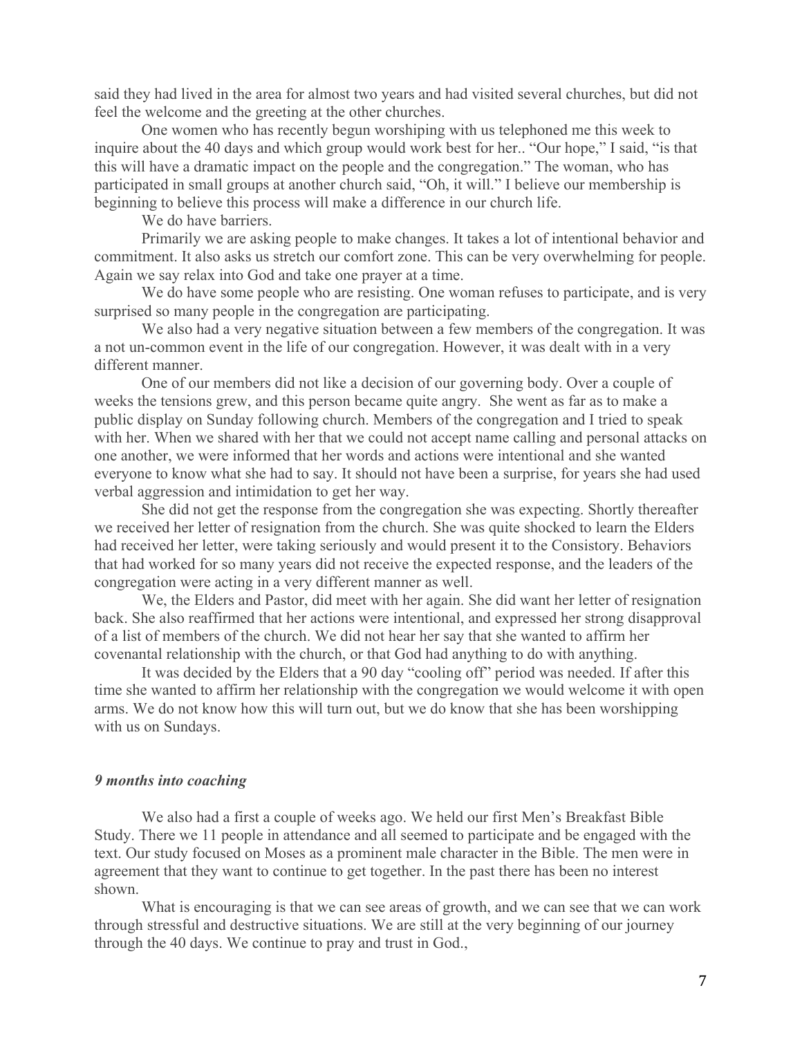said they had lived in the area for almost two years and had visited several churches, but did not feel the welcome and the greeting at the other churches.

One women who has recently begun worshiping with us telephoned me this week to inquire about the 40 days and which group would work best for her.. "Our hope," I said, "is that this will have a dramatic impact on the people and the congregation." The woman, who has participated in small groups at another church said, "Oh, it will." I believe our membership is beginning to believe this process will make a difference in our church life.

We do have barriers.

Primarily we are asking people to make changes. It takes a lot of intentional behavior and commitment. It also asks us stretch our comfort zone. This can be very overwhelming for people. Again we say relax into God and take one prayer at a time.

We do have some people who are resisting. One woman refuses to participate, and is very surprised so many people in the congregation are participating.

We also had a very negative situation between a few members of the congregation. It was a not un-common event in the life of our congregation. However, it was dealt with in a very different manner.

One of our members did not like a decision of our governing body. Over a couple of weeks the tensions grew, and this person became quite angry. She went as far as to make a public display on Sunday following church. Members of the congregation and I tried to speak with her. When we shared with her that we could not accept name calling and personal attacks on one another, we were informed that her words and actions were intentional and she wanted everyone to know what she had to say. It should not have been a surprise, for years she had used verbal aggression and intimidation to get her way.

She did not get the response from the congregation she was expecting. Shortly thereafter we received her letter of resignation from the church. She was quite shocked to learn the Elders had received her letter, were taking seriously and would present it to the Consistory. Behaviors that had worked for so many years did not receive the expected response, and the leaders of the congregation were acting in a very different manner as well.

We, the Elders and Pastor, did meet with her again. She did want her letter of resignation back. She also reaffirmed that her actions were intentional, and expressed her strong disapproval of a list of members of the church. We did not hear her say that she wanted to affirm her covenantal relationship with the church, or that God had anything to do with anything.

It was decided by the Elders that a 90 day "cooling off" period was needed. If after this time she wanted to affirm her relationship with the congregation we would welcome it with open arms. We do not know how this will turn out, but we do know that she has been worshipping with us on Sundays.

***9 months into coaching***

We also had a first a couple of weeks ago. We held our first Men's Breakfast Bible Study. There we 11 people in attendance and all seemed to participate and be engaged with the text. Our study focused on Moses as a prominent male character in the Bible. The men were in agreement that they want to continue to get together. In the past there has been no interest shown.

What is encouraging is that we can see areas of growth, and we can see that we can work through stressful and destructive situations. We are still at the very beginning of our journey through the 40 days. We continue to pray and trust in God.,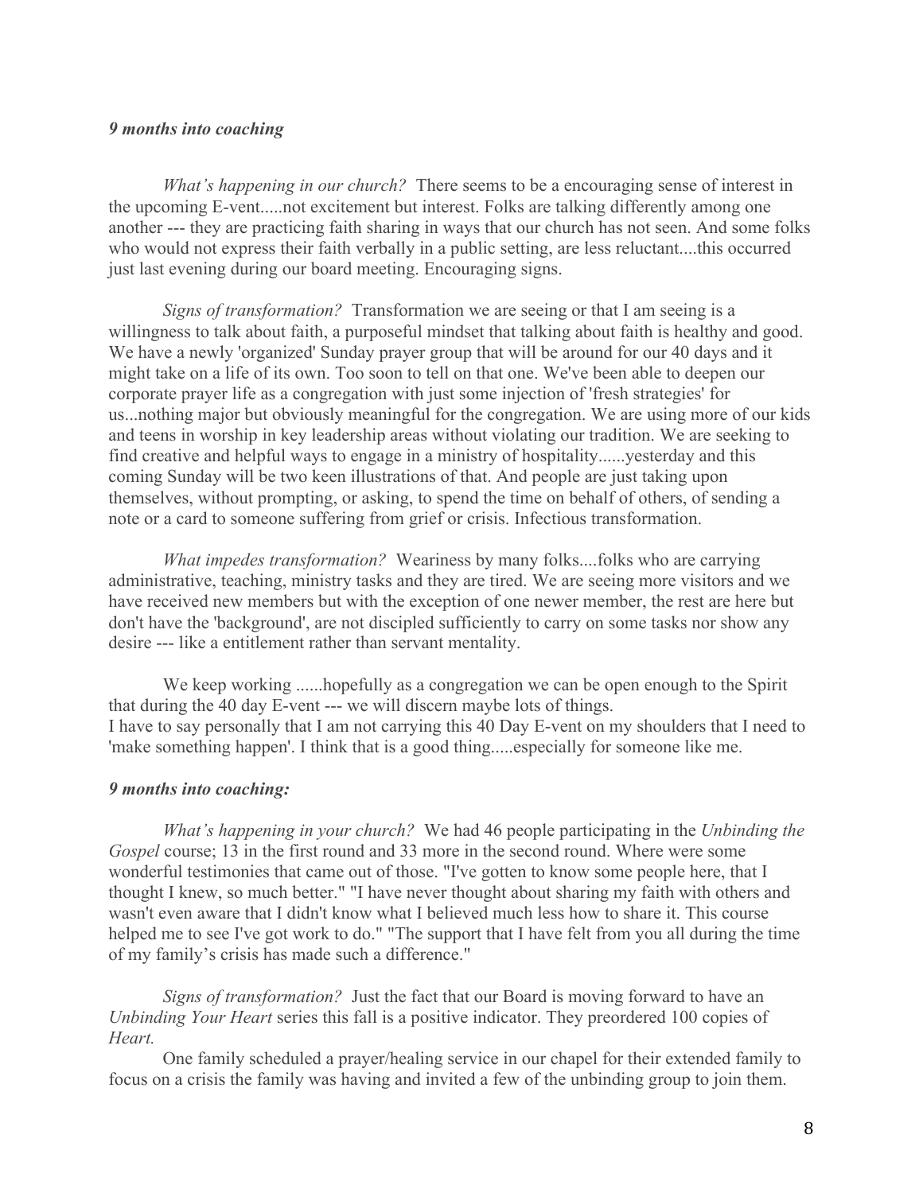***9 months into coaching***

*What's happening in our church?* There seems to be a encouraging sense of interest in the upcoming E-vent.....not excitement but interest. Folks are talking differently among one another --- they are practicing faith sharing in ways that our church has not seen. And some folks who would not express their faith verbally in a public setting, are less reluctant....this occurred just last evening during our board meeting. Encouraging signs.

*Signs of transformation?* Transformation we are seeing or that I am seeing is a willingness to talk about faith, a purposeful mindset that talking about faith is healthy and good. We have a newly 'organized' Sunday prayer group that will be around for our 40 days and it might take on a life of its own. Too soon to tell on that one. We've been able to deepen our corporate prayer life as a congregation with just some injection of 'fresh strategies' for us...nothing major but obviously meaningful for the congregation. We are using more of our kids and teens in worship in key leadership areas without violating our tradition. We are seeking to find creative and helpful ways to engage in a ministry of hospitality......yesterday and this coming Sunday will be two keen illustrations of that. And people are just taking upon themselves, without prompting, or asking, to spend the time on behalf of others, of sending a note or a card to someone suffering from grief or crisis. Infectious transformation.

*What impedes transformation?* Weariness by many folks....folks who are carrying administrative, teaching, ministry tasks and they are tired. We are seeing more visitors and we have received new members but with the exception of one newer member, the rest are here but don't have the 'background', are not discipled sufficiently to carry on some tasks nor show any desire --- like a entitlement rather than servant mentality.

We keep working ......hopefully as a congregation we can be open enough to the Spirit that during the 40 day E-vent --- we will discern maybe lots of things.
I have to say personally that I am not carrying this 40 Day E-vent on my shoulders that I need to 'make something happen'. I think that is a good thing.....especially for someone like me.

***9 months into coaching:***

*What's happening in your church?* We had 46 people participating in the *Unbinding the Gospel* course; 13 in the first round and 33 more in the second round. Where were some wonderful testimonies that came out of those. "I've gotten to know some people here, that I thought I knew, so much better." "I have never thought about sharing my faith with others and wasn't even aware that I didn't know what I believed much less how to share it. This course helped me to see I've got work to do." "The support that I have felt from you all during the time of my family's crisis has made such a difference."

*Signs of transformation?* Just the fact that our Board is moving forward to have an *Unbinding Your Heart* series this fall is a positive indicator. They preordered 100 copies of *Heart.*

One family scheduled a prayer/healing service in our chapel for their extended family to focus on a crisis the family was having and invited a few of the unbinding group to join them.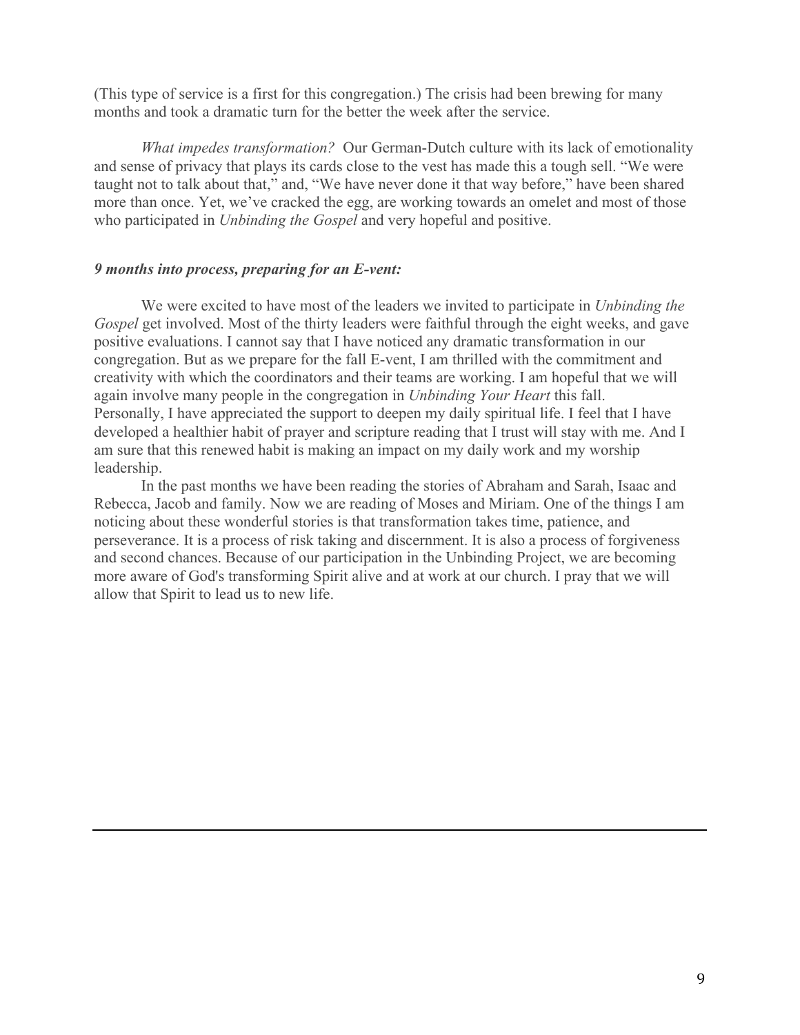(This type of service is a first for this congregation.) The crisis had been brewing for many months and took a dramatic turn for the better the week after the service.

*What impedes transformation?* Our German-Dutch culture with its lack of emotionality and sense of privacy that plays its cards close to the vest has made this a tough sell. "We were taught not to talk about that," and, "We have never done it that way before," have been shared more than once. Yet, we've cracked the egg, are working towards an omelet and most of those who participated in *Unbinding the Gospel* and very hopeful and positive.

***9 months into process, preparing for an E-vent:***

We were excited to have most of the leaders we invited to participate in *Unbinding the Gospel* get involved. Most of the thirty leaders were faithful through the eight weeks, and gave positive evaluations. I cannot say that I have noticed any dramatic transformation in our congregation. But as we prepare for the fall E-vent, I am thrilled with the commitment and creativity with which the coordinators and their teams are working. I am hopeful that we will again involve many people in the congregation in *Unbinding Your Heart* this fall. Personally, I have appreciated the support to deepen my daily spiritual life. I feel that I have developed a healthier habit of prayer and scripture reading that I trust will stay with me. And I am sure that this renewed habit is making an impact on my daily work and my worship leadership.

In the past months we have been reading the stories of Abraham and Sarah, Isaac and Rebecca, Jacob and family. Now we are reading of Moses and Miriam. One of the things I am noticing about these wonderful stories is that transformation takes time, patience, and perseverance. It is a process of risk taking and discernment. It is also a process of forgiveness and second chances. Because of our participation in the Unbinding Project, we are becoming more aware of God's transforming Spirit alive and at work at our church. I pray that we will allow that Spirit to lead us to new life.